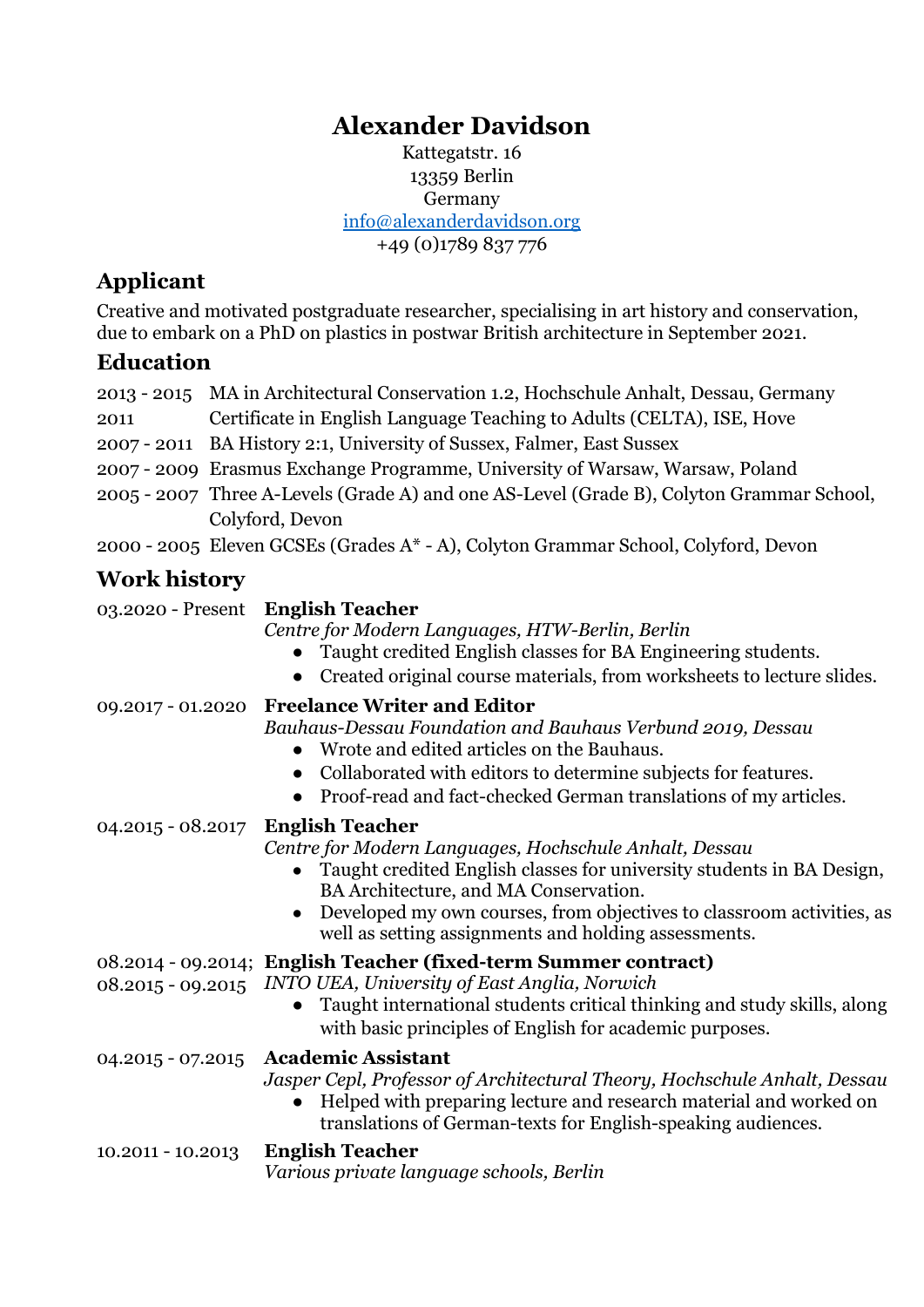# Alexander Davidson

Kattegatstr. 16
13359 Berlin
Germany
info@alexanderdavidson.org
+49 (0)1789 837 776

## Applicant

Creative and motivated postgraduate researcher, specialising in art history and conservation, due to embark on a PhD on plastics in postwar British architecture in September 2021.

## Education

2013 - 2015 MA in Architectural Conservation 1.2, Hochschule Anhalt, Dessau, Germany

2011 Certificate in English Language Teaching to Adults (CELTA), ISE, Hove

2007 - 2011 BA History 2:1, University of Sussex, Falmer, East Sussex

2007 - 2009 Erasmus Exchange Programme, University of Warsaw, Warsaw, Poland

2005 - 2007 Three A-Levels (Grade A) and one AS-Level (Grade B), Colyton Grammar School, Colyford, Devon

2000 - 2005 Eleven GCSEs (Grades A* - A), Colyton Grammar School, Colyford, Devon

## Work history

03.2020 - Present **English Teacher**
*Centre for Modern Languages, HTW-Berlin, Berlin*
- Taught credited English classes for BA Engineering students.
- Created original course materials, from worksheets to lecture slides.

09.2017 - 01.2020 **Freelance Writer and Editor**
*Bauhaus-Dessau Foundation and Bauhaus Verbund 2019, Dessau*
- Wrote and edited articles on the Bauhaus.
- Collaborated with editors to determine subjects for features.
- Proof-read and fact-checked German translations of my articles.

04.2015 - 08.2017 **English Teacher**
*Centre for Modern Languages, Hochschule Anhalt, Dessau*
- Taught credited English classes for university students in BA Design, BA Architecture, and MA Conservation.
- Developed my own courses, from objectives to classroom activities, as well as setting assignments and holding assessments.

08.2014 - 09.2014; 08.2015 - 09.2015 **English Teacher (fixed-term Summer contract)**
*INTO UEA, University of East Anglia, Norwich*
- Taught international students critical thinking and study skills, along with basic principles of English for academic purposes.

04.2015 - 07.2015 **Academic Assistant**
*Jasper Cepl, Professor of Architectural Theory, Hochschule Anhalt, Dessau*
- Helped with preparing lecture and research material and worked on translations of German-texts for English-speaking audiences.

10.2011 - 10.2013 **English Teacher**
*Various private language schools, Berlin*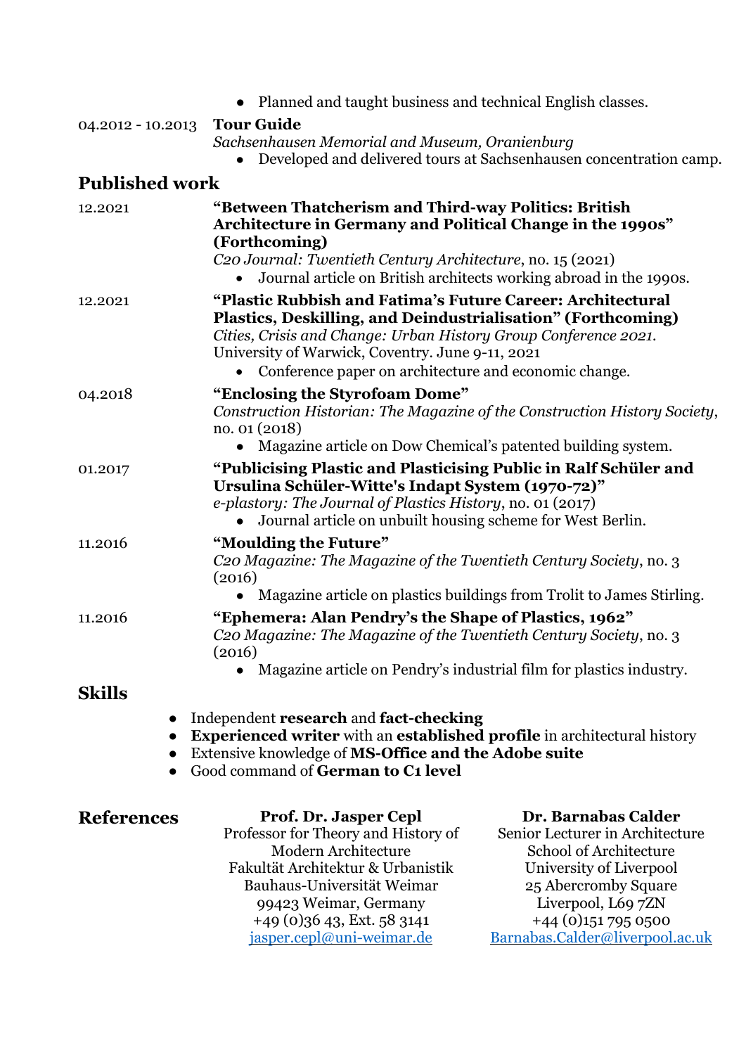- Planned and taught business and technical English classes.

04.2012 - 10.2013 **Tour Guide**
*Sachsenhausen Memorial and Museum, Oranienburg*
- Developed and delivered tours at Sachsenhausen concentration camp.

## Published work

12.2021 **“Between Thatcherism and Third-way Politics: British Architecture in Germany and Political Change in the 1990s” (Forthcoming)**
*C20 Journal: Twentieth Century Architecture*, no. 15 (2021)
- Journal article on British architects working abroad in the 1990s.

12.2021 **“Plastic Rubbish and Fatima’s Future Career: Architectural Plastics, Deskilling, and Deindustrialisation” (Forthcoming)**
*Cities, Crisis and Change: Urban History Group Conference 2021.* University of Warwick, Coventry. June 9-11, 2021
- Conference paper on architecture and economic change.

04.2018 **“Enclosing the Styrofoam Dome”**
*Construction Historian: The Magazine of the Construction History Society*, no. 01 (2018)
- Magazine article on Dow Chemical’s patented building system.

01.2017 **“Publicising Plastic and Plasticising Public in Ralf Schüler and Ursulina Schüler-Witte's Indapt System (1970-72)”**
*e-plastory: The Journal of Plastics History*, no. 01 (2017)
- Journal article on unbuilt housing scheme for West Berlin.

11.2016 **“Moulding the Future”**
*C20 Magazine: The Magazine of the Twentieth Century Society*, no. 3 (2016)
- Magazine article on plastics buildings from Trolit to James Stirling.

11.2016 **“Ephemera: Alan Pendry’s the Shape of Plastics, 1962”**
*C20 Magazine: The Magazine of the Twentieth Century Society*, no. 3 (2016)
- Magazine article on Pendry’s industrial film for plastics industry.

## Skills

- Independent **research** and **fact-checking**
- **Experienced writer** with an **established profile** in architectural history
- Extensive knowledge of **MS-Office and the Adobe suite**
- Good command of **German to C1 level**

## References

**Prof. Dr. Jasper Cepl**
Professor for Theory and History of Modern Architecture
Fakultät Architektur & Urbanistik
Bauhaus-Universität Weimar
99423 Weimar, Germany
+49 (0)36 43, Ext. 58 3141
jasper.cepl@uni-weimar.de

**Dr. Barnabas Calder**
Senior Lecturer in Architecture
School of Architecture
University of Liverpool
25 Abercromby Square
Liverpool, L69 7ZN
+44 (0)151 795 0500
Barnabas.Calder@liverpool.ac.uk